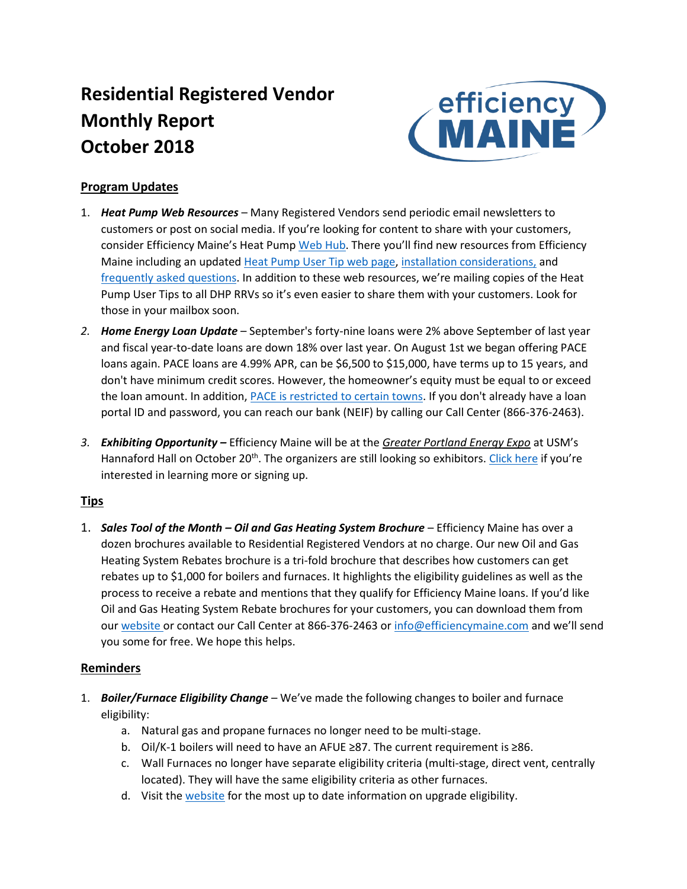# Residential Registered Vendor Monthly Report October 2018

## Program Updates

1. ***Heat Pump Web Resources*** – Many Registered Vendors send periodic email newsletters to customers or post on social media. If you're looking for content to share with your customers, consider Efficiency Maine's Heat Pump Web Hub. There you'll find new resources from Efficiency Maine including an updated Heat Pump User Tip web page, installation considerations, and frequently asked questions. In addition to these web resources, we're mailing copies of the Heat Pump User Tips to all DHP RRVs so it's even easier to share them with your customers. Look for those in your mailbox soon.
2. ***Home Energy Loan Update*** – September's forty-nine loans were 2% above September of last year and fiscal year-to-date loans are down 18% over last year. On August 1st we began offering PACE loans again. PACE loans are 4.99% APR, can be $6,500 to $15,000, have terms up to 15 years, and don't have minimum credit scores. However, the homeowner's equity must be equal to or exceed the loan amount. In addition, PACE is restricted to certain towns. If you don't already have a loan portal ID and password, you can reach our bank (NEIF) by calling our Call Center (866-376-2463).
3. ***Exhibiting Opportunity –*** Efficiency Maine will be at the *Greater Portland Energy Expo* at USM's Hannaford Hall on October 20th. The organizers are still looking so exhibitors. Click here if you're interested in learning more or signing up.

## Tips

1. ***Sales Tool of the Month – Oil and Gas Heating System Brochure*** – Efficiency Maine has over a dozen brochures available to Residential Registered Vendors at no charge. Our new Oil and Gas Heating System Rebates brochure is a tri-fold brochure that describes how customers can get rebates up to $1,000 for boilers and furnaces. It highlights the eligibility guidelines as well as the process to receive a rebate and mentions that they qualify for Efficiency Maine loans. If you'd like Oil and Gas Heating System Rebate brochures for your customers, you can download them from our website or contact our Call Center at 866-376-2463 or info@efficiencymaine.com and we'll send you some for free. We hope this helps.

## Reminders

1. ***Boiler/Furnace Eligibility Change*** – We've made the following changes to boiler and furnace eligibility:
   a. Natural gas and propane furnaces no longer need to be multi-stage.
   b. Oil/K-1 boilers will need to have an AFUE ≥87. The current requirement is ≥86.
   c. Wall Furnaces no longer have separate eligibility criteria (multi-stage, direct vent, centrally located). They will have the same eligibility criteria as other furnaces.
   d. Visit the website for the most up to date information on upgrade eligibility.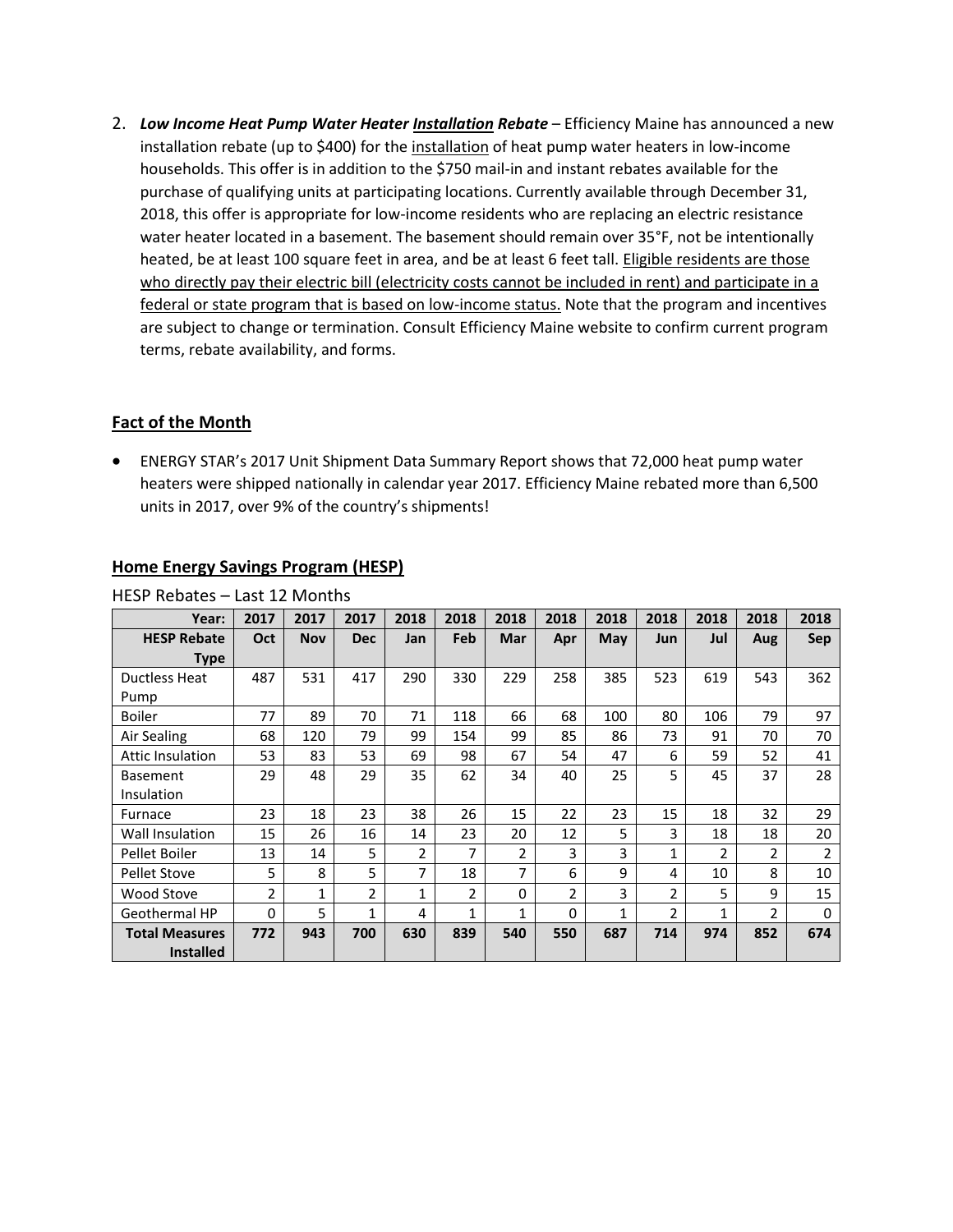2. ***Low Income Heat Pump Water Heater <u>Installation</u> Rebate*** – Efficiency Maine has announced a new installation rebate (up to $400) for the <u>installation</u> of heat pump water heaters in low-income households. This offer is in addition to the $750 mail-in and instant rebates available for the purchase of qualifying units at participating locations. Currently available through December 31, 2018, this offer is appropriate for low-income residents who are replacing an electric resistance water heater located in a basement. The basement should remain over 35°F, not be intentionally heated, be at least 100 square feet in area, and be at least 6 feet tall. <u>Eligible residents are those who directly pay their electric bill (electricity costs cannot be included in rent) and participate in a federal or state program that is based on low-income status.</u> Note that the program and incentives are subject to change or termination. Consult Efficiency Maine website to confirm current program terms, rebate availability, and forms.

## <u>Fact of the Month</u>

- ENERGY STAR's 2017 Unit Shipment Data Summary Report shows that 72,000 heat pump water heaters were shipped nationally in calendar year 2017. Efficiency Maine rebated more than 6,500 units in 2017, over 9% of the country's shipments!

## <u>Home Energy Savings Program (HESP)</u>

HESP Rebates – Last 12 Months

| Year: | 2017 | 2017 | 2017 | 2018 | 2018 | 2018 | 2018 | 2018 | 2018 | 2018 | 2018 | 2018 |
|---|---|---|---|---|---|---|---|---|---|---|---|---|
| **HESP Rebate Type** | **Oct** | **Nov** | **Dec** | **Jan** | **Feb** | **Mar** | **Apr** | **May** | **Jun** | **Jul** | **Aug** | **Sep** |
| Ductless Heat Pump | 487 | 531 | 417 | 290 | 330 | 229 | 258 | 385 | 523 | 619 | 543 | 362 |
| Boiler | 77 | 89 | 70 | 71 | 118 | 66 | 68 | 100 | 80 | 106 | 79 | 97 |
| Air Sealing | 68 | 120 | 79 | 99 | 154 | 99 | 85 | 86 | 73 | 91 | 70 | 70 |
| Attic Insulation | 53 | 83 | 53 | 69 | 98 | 67 | 54 | 47 | 6 | 59 | 52 | 41 |
| Basement Insulation | 29 | 48 | 29 | 35 | 62 | 34 | 40 | 25 | 5 | 45 | 37 | 28 |
| Furnace | 23 | 18 | 23 | 38 | 26 | 15 | 22 | 23 | 15 | 18 | 32 | 29 |
| Wall Insulation | 15 | 26 | 16 | 14 | 23 | 20 | 12 | 5 | 3 | 18 | 18 | 20 |
| Pellet Boiler | 13 | 14 | 5 | 2 | 7 | 2 | 3 | 3 | 1 | 2 | 2 | 2 |
| Pellet Stove | 5 | 8 | 5 | 7 | 18 | 7 | 6 | 9 | 4 | 10 | 8 | 10 |
| Wood Stove | 2 | 1 | 2 | 1 | 2 | 0 | 2 | 3 | 2 | 5 | 9 | 15 |
| Geothermal HP | 0 | 5 | 1 | 4 | 1 | 1 | 0 | 1 | 2 | 1 | 2 | 0 |
| **Total Measures Installed** | **772** | **943** | **700** | **630** | **839** | **540** | **550** | **687** | **714** | **974** | **852** | **674** |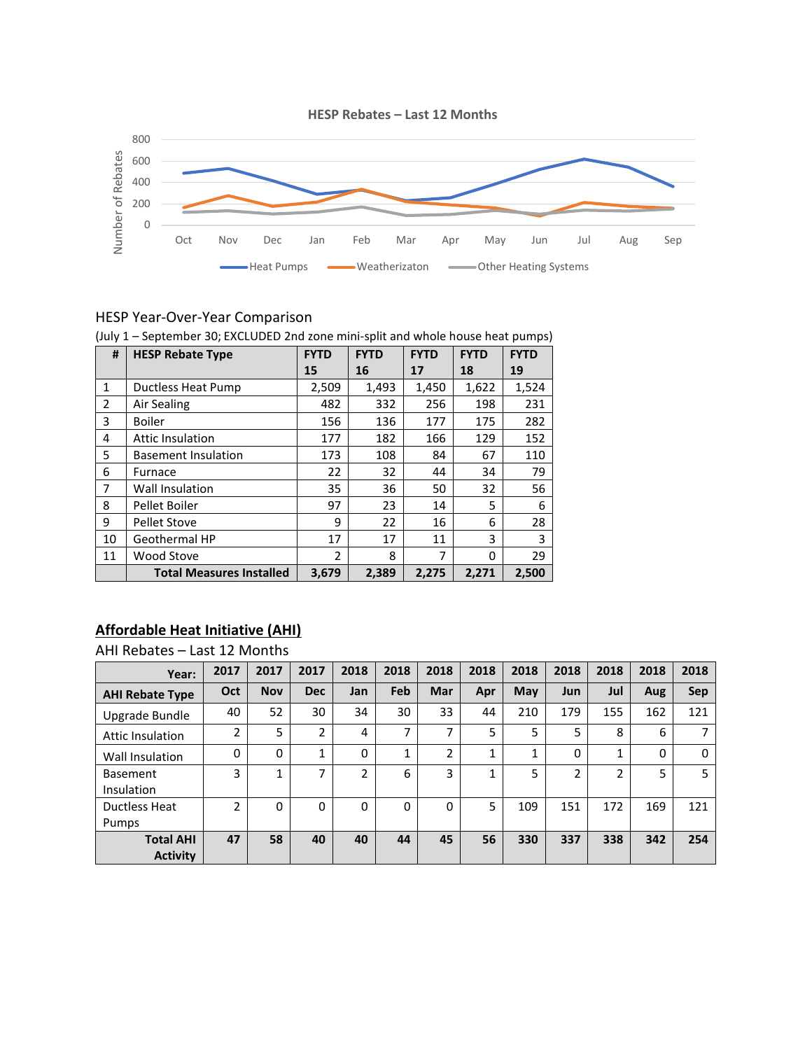HESP Rebates – Last 12 Months

HESP Year-Over-Year Comparison

(July 1 – September 30; EXCLUDED 2nd zone mini-split and whole house heat pumps)

| # | HESP Rebate Type | FYTD 15 | FYTD 16 | FYTD 17 | FYTD 18 | FYTD 19 |
|---|---|---|---|---|---|---|
| 1 | Ductless Heat Pump | 2,509 | 1,493 | 1,450 | 1,622 | 1,524 |
| 2 | Air Sealing | 482 | 332 | 256 | 198 | 231 |
| 3 | Boiler | 156 | 136 | 177 | 175 | 282 |
| 4 | Attic Insulation | 177 | 182 | 166 | 129 | 152 |
| 5 | Basement Insulation | 173 | 108 | 84 | 67 | 110 |
| 6 | Furnace | 22 | 32 | 44 | 34 | 79 |
| 7 | Wall Insulation | 35 | 36 | 50 | 32 | 56 |
| 8 | Pellet Boiler | 97 | 23 | 14 | 5 | 6 |
| 9 | Pellet Stove | 9 | 22 | 16 | 6 | 28 |
| 10 | Geothermal HP | 17 | 17 | 11 | 3 | 3 |
| 11 | Wood Stove | 2 | 8 | 7 | 0 | 29 |
| | **Total Measures Installed** | **3,679** | **2,389** | **2,275** | **2,271** | **2,500** |

## Affordable Heat Initiative (AHI)

AHI Rebates – Last 12 Months

| Year: | 2017 | 2017 | 2017 | 2018 | 2018 | 2018 | 2018 | 2018 | 2018 | 2018 | 2018 | 2018 |
|---|---|---|---|---|---|---|---|---|---|---|---|---|
| **AHI Rebate Type** | **Oct** | **Nov** | **Dec** | **Jan** | **Feb** | **Mar** | **Apr** | **May** | **Jun** | **Jul** | **Aug** | **Sep** |
| Upgrade Bundle | 40 | 52 | 30 | 34 | 30 | 33 | 44 | 210 | 179 | 155 | 162 | 121 |
| Attic Insulation | 2 | 5 | 2 | 4 | 7 | 7 | 5 | 5 | 5 | 8 | 6 | 7 |
| Wall Insulation | 0 | 0 | 1 | 0 | 1 | 2 | 1 | 1 | 0 | 1 | 0 | 0 |
| Basement Insulation | 3 | 1 | 7 | 2 | 6 | 3 | 1 | 5 | 2 | 2 | 5 | 5 |
| Ductless Heat Pumps | 2 | 0 | 0 | 0 | 0 | 0 | 5 | 109 | 151 | 172 | 169 | 121 |
| **Total AHI Activity** | **47** | **58** | **40** | **40** | **44** | **45** | **56** | **330** | **337** | **338** | **342** | **254** |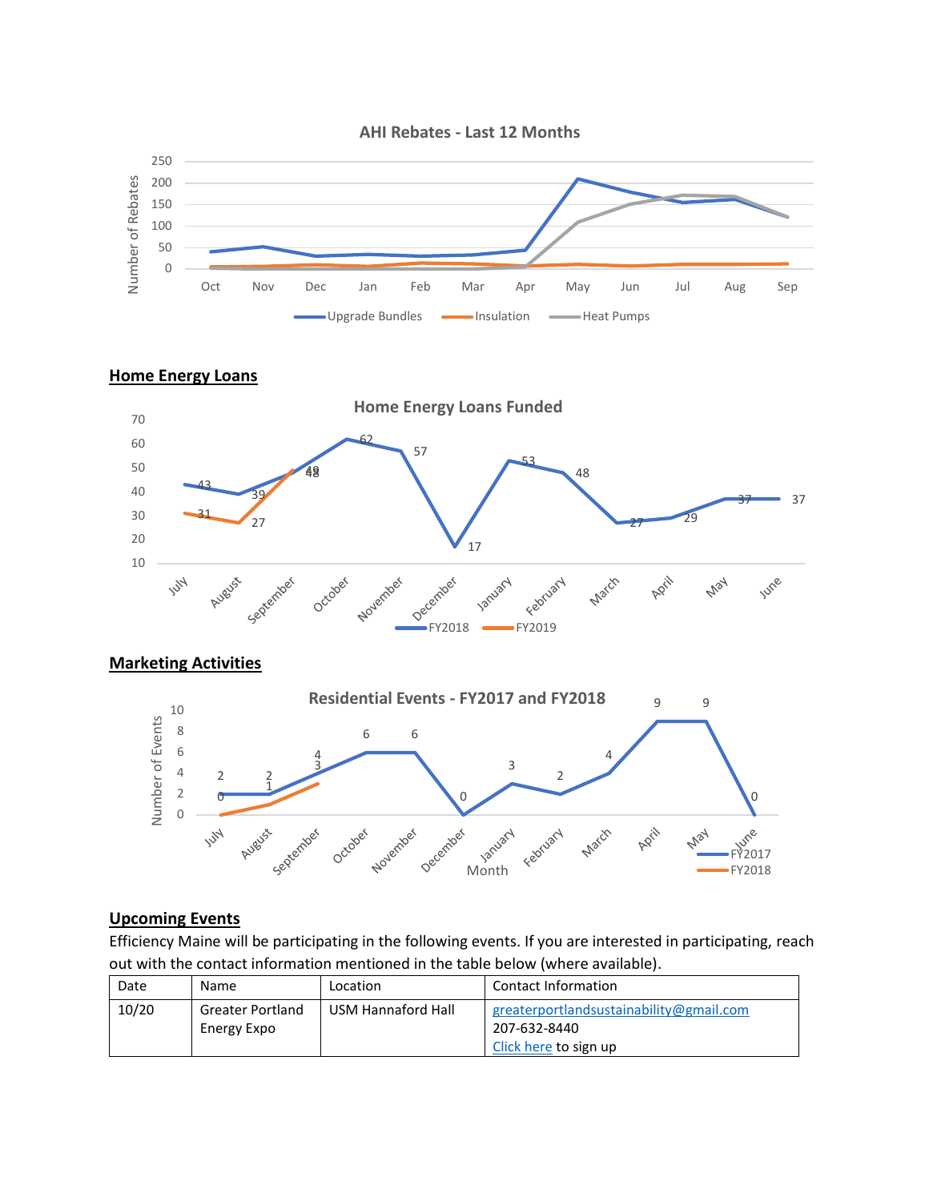AHI Rebates - Last 12 Months

Number of Rebates

250
200
150
100
50
0

Oct Nov Dec Jan Feb Mar Apr May Jun Jul Aug Sep

Upgrade Bundles Insulation Heat Pumps

## Home Energy Loans

Home Energy Loans Funded

70
60
50
40
30
20
10

43 39 49 48 62 57 17 53 48 27 29 37 37
31 27

July August September October November December January February March April May June

FY2018 FY2019

## Marketing Activities

Residential Events - FY2017 and FY2018

Number of Events

10
8
6
4
2
0

2 2 4 6 6 0 3 2 4 9 9 0
0 1 3

July August September October November December January February March April May June

Month

FY2017
FY2018

## Upcoming Events

Efficiency Maine will be participating in the following events. If you are interested in participating, reach out with the contact information mentioned in the table below (where available).

| Date | Name | Location | Contact Information |
|---|---|---|---|
| 10/20 | Greater Portland Energy Expo | USM Hannaford Hall | greaterportlandsustainability@gmail.com<br>207-632-8440<br>Click here to sign up |